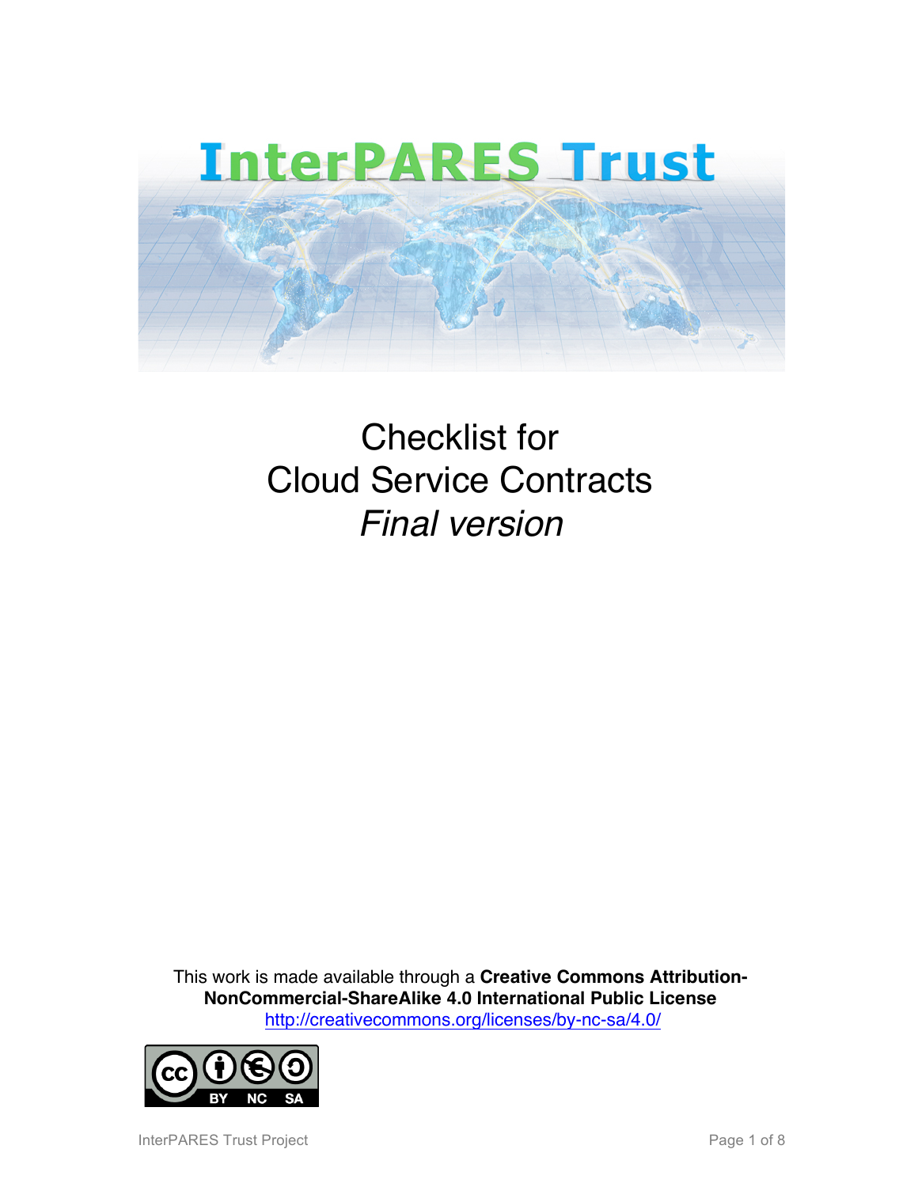# InterPARES Trust

# Checklist for Cloud Service Contracts

*Final version*

This work is made available through a **Creative Commons Attribution-NonCommercial-ShareAlike 4.0 International Public License**
http://creativecommons.org/licenses/by-nc-sa/4.0/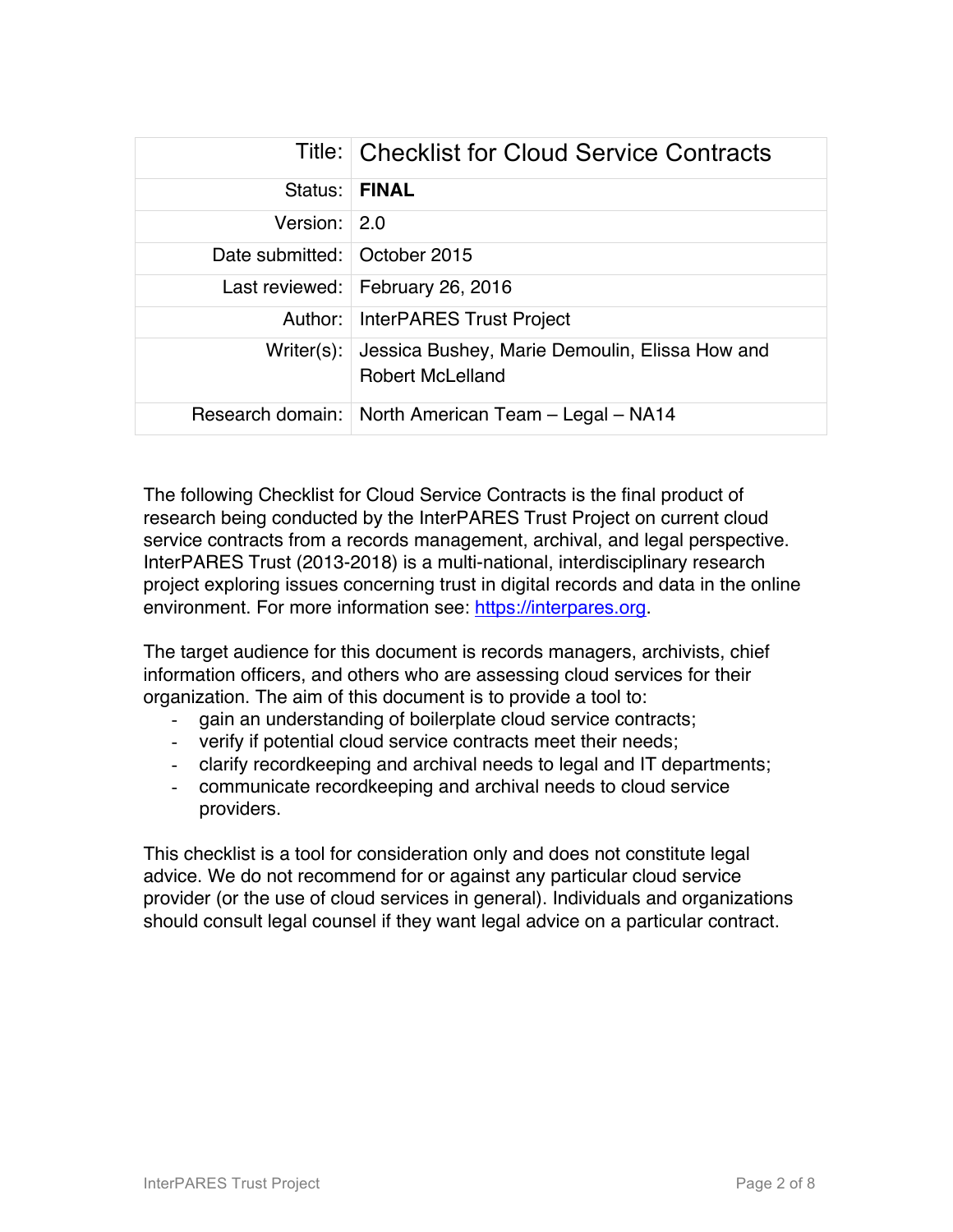| Title: | Checklist for Cloud Service Contracts |
|---|---|
| Status: | **FINAL** |
| Version: | 2.0 |
| Date submitted: | October 2015 |
| Last reviewed: | February 26, 2016 |
| Author: | InterPARES Trust Project |
| Writer(s): | Jessica Bushey, Marie Demoulin, Elissa How and Robert McLelland |
| Research domain: | North American Team – Legal – NA14 |

The following Checklist for Cloud Service Contracts is the final product of research being conducted by the InterPARES Trust Project on current cloud service contracts from a records management, archival, and legal perspective. InterPARES Trust (2013-2018) is a multi-national, interdisciplinary research project exploring issues concerning trust in digital records and data in the online environment. For more information see: https://interpares.org.

The target audience for this document is records managers, archivists, chief information officers, and others who are assessing cloud services for their organization. The aim of this document is to provide a tool to:

- gain an understanding of boilerplate cloud service contracts;
- verify if potential cloud service contracts meet their needs;
- clarify recordkeeping and archival needs to legal and IT departments;
- communicate recordkeeping and archival needs to cloud service providers.

This checklist is a tool for consideration only and does not constitute legal advice. We do not recommend for or against any particular cloud service provider (or the use of cloud services in general). Individuals and organizations should consult legal counsel if they want legal advice on a particular contract.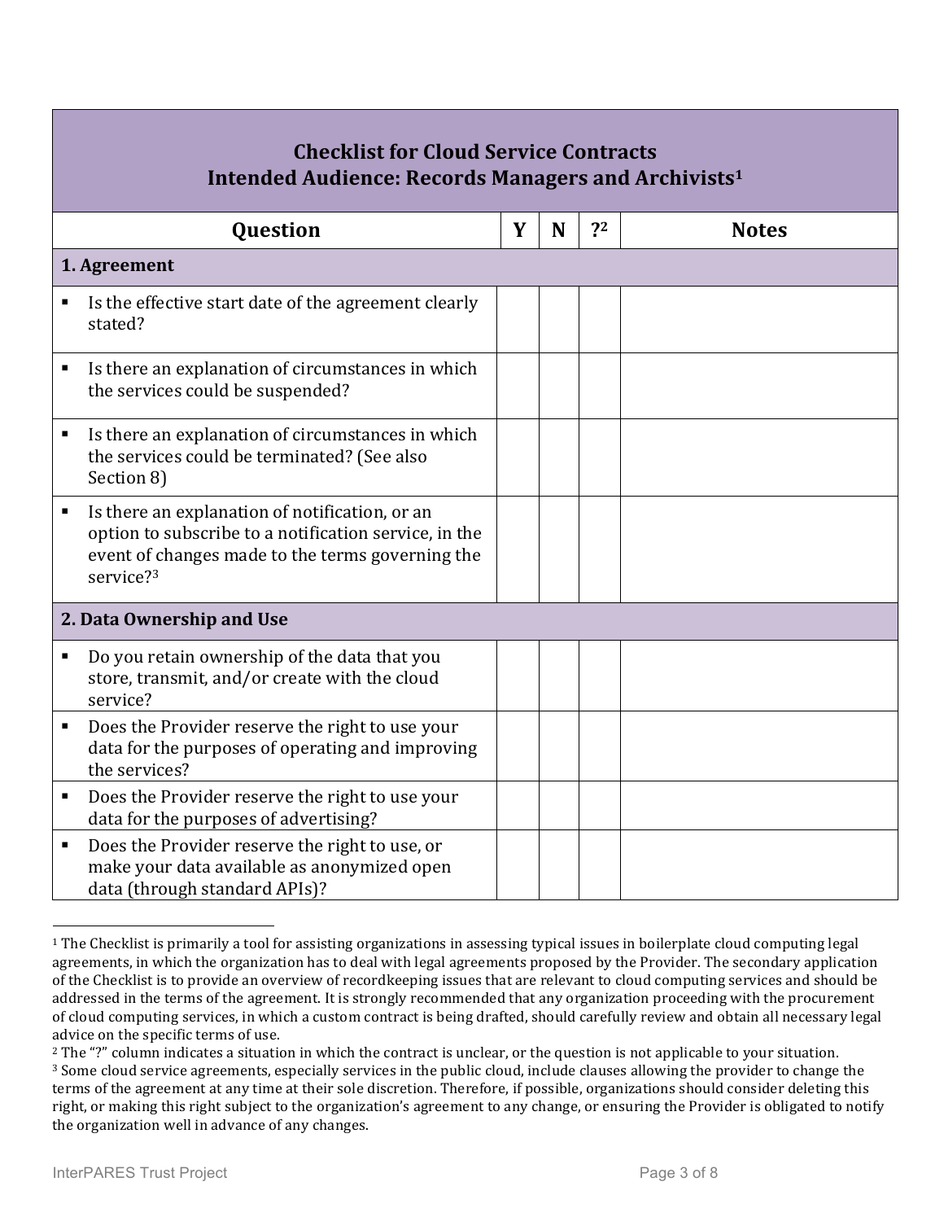| Checklist for Cloud Service Contracts<br>Intended Audience: Records Managers and Archivists[1] | | | | |
|---|---|---|---|---|
| **Question** | **Y** | **N** | **?[2]** | **Notes** |
| **1. Agreement** | | | | |
| ▪ Is the effective start date of the agreement clearly stated? | | | | |
| ▪ Is there an explanation of circumstances in which the services could be suspended? | | | | |
| ▪ Is there an explanation of circumstances in which the services could be terminated? (See also Section 8) | | | | |
| ▪ Is there an explanation of notification, or an option to subscribe to a notification service, in the event of changes made to the terms governing the service?[3] | | | | |
| **2. Data Ownership and Use** | | | | |
| ▪ Do you retain ownership of the data that you store, transmit, and/or create with the cloud service? | | | | |
| ▪ Does the Provider reserve the right to use your data for the purposes of operating and improving the services? | | | | |
| ▪ Does the Provider reserve the right to use your data for the purposes of advertising? | | | | |
| ▪ Does the Provider reserve the right to use, or make your data available as anonymized open data (through standard APIs)? | | | | |

[1] The Checklist is primarily a tool for assisting organizations in assessing typical issues in boilerplate cloud computing legal agreements, in which the organization has to deal with legal agreements proposed by the Provider. The secondary application of the Checklist is to provide an overview of recordkeeping issues that are relevant to cloud computing services and should be addressed in the terms of the agreement. It is strongly recommended that any organization proceeding with the procurement of cloud computing services, in which a custom contract is being drafted, should carefully review and obtain all necessary legal advice on the specific terms of use.

[2] The "?" column indicates a situation in which the contract is unclear, or the question is not applicable to your situation.

[3] Some cloud service agreements, especially services in the public cloud, include clauses allowing the provider to change the terms of the agreement at any time at their sole discretion. Therefore, if possible, organizations should consider deleting this right, or making this right subject to the organization's agreement to any change, or ensuring the Provider is obligated to notify the organization well in advance of any changes.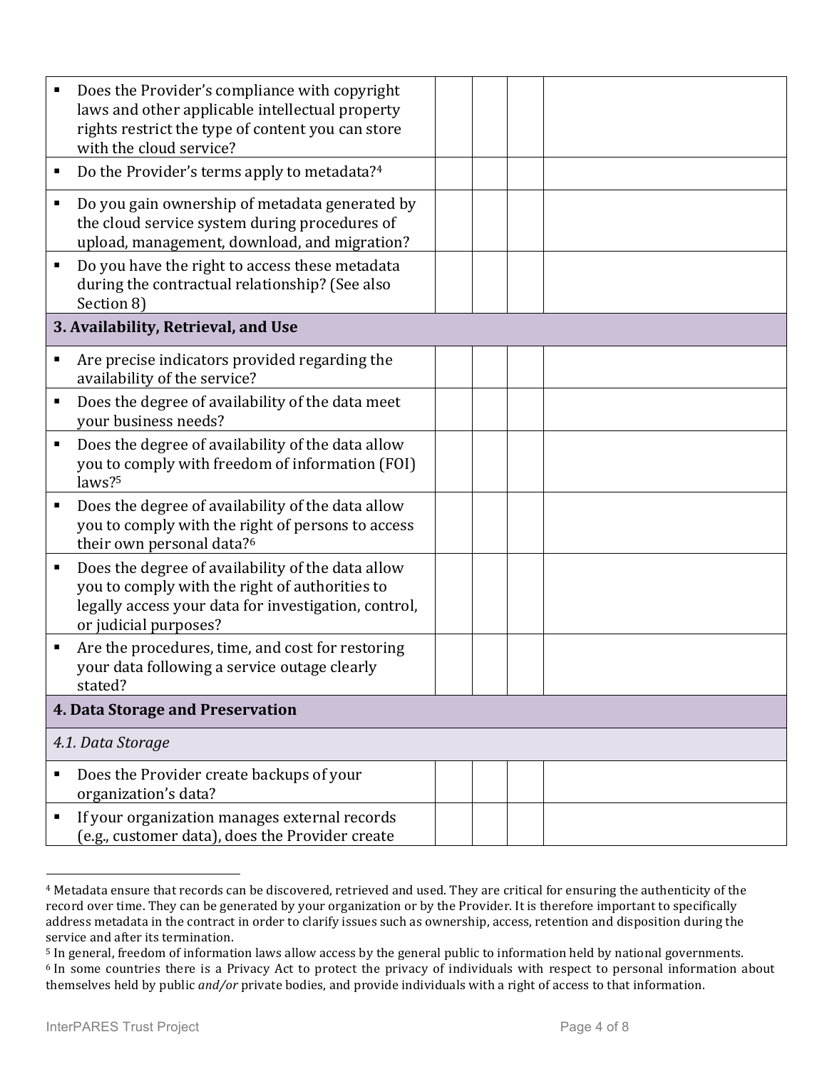| | | | | |
|---|---|---|---|---|
| ▪ Does the Provider's compliance with copyright laws and other applicable intellectual property rights restrict the type of content you can store with the cloud service? | | | | |
| ▪ Do the Provider's terms apply to metadata?[4] | | | | |
| ▪ Do you gain ownership of metadata generated by the cloud service system during procedures of upload, management, download, and migration? | | | | |
| ▪ Do you have the right to access these metadata during the contractual relationship? (See also Section 8) | | | | |
| **3. Availability, Retrieval, and Use** | | | | |
| ▪ Are precise indicators provided regarding the availability of the service? | | | | |
| ▪ Does the degree of availability of the data meet your business needs? | | | | |
| ▪ Does the degree of availability of the data allow you to comply with freedom of information (FOI) laws?[5] | | | | |
| ▪ Does the degree of availability of the data allow you to comply with the right of persons to access their own personal data?[6] | | | | |
| ▪ Does the degree of availability of the data allow you to comply with the right of authorities to legally access your data for investigation, control, or judicial purposes? | | | | |
| ▪ Are the procedures, time, and cost for restoring your data following a service outage clearly stated? | | | | |
| **4. Data Storage and Preservation** | | | | |
| *4.1. Data Storage* | | | | |
| ▪ Does the Provider create backups of your organization's data? | | | | |
| ▪ If your organization manages external records (e.g., customer data), does the Provider create | | | | |

[4] Metadata ensure that records can be discovered, retrieved and used. They are critical for ensuring the authenticity of the record over time. They can be generated by your organization or by the Provider. It is therefore important to specifically address metadata in the contract in order to clarify issues such as ownership, access, retention and disposition during the service and after its termination.

[5] In general, freedom of information laws allow access by the general public to information held by national governments.

[6] In some countries there is a Privacy Act to protect the privacy of individuals with respect to personal information about themselves held by public *and/or* private bodies, and provide individuals with a right of access to that information.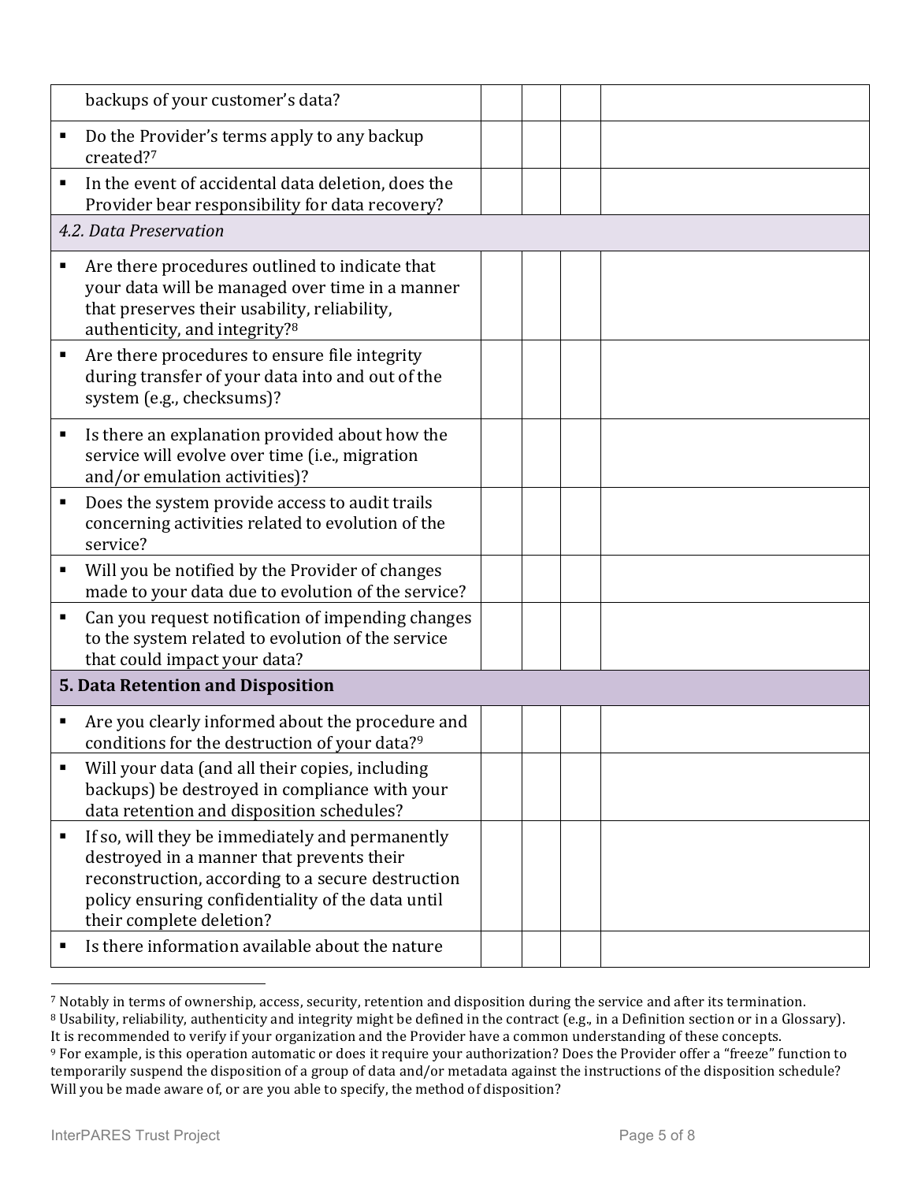| | | | | |
|---|---|---|---|---|
| backups of your customer's data? | | | | |
| ▪ Do the Provider's terms apply to any backup created?[7] | | | | |
| ▪ In the event of accidental data deletion, does the Provider bear responsibility for data recovery? | | | | |
| *4.2. Data Preservation* | | | | |
| ▪ Are there procedures outlined to indicate that your data will be managed over time in a manner that preserves their usability, reliability, authenticity, and integrity?[8] | | | | |
| ▪ Are there procedures to ensure file integrity during transfer of your data into and out of the system (e.g., checksums)? | | | | |
| ▪ Is there an explanation provided about how the service will evolve over time (i.e., migration and/or emulation activities)? | | | | |
| ▪ Does the system provide access to audit trails concerning activities related to evolution of the service? | | | | |
| ▪ Will you be notified by the Provider of changes made to your data due to evolution of the service? | | | | |
| ▪ Can you request notification of impending changes to the system related to evolution of the service that could impact your data? | | | | |
| **5. Data Retention and Disposition** | | | | |
| ▪ Are you clearly informed about the procedure and conditions for the destruction of your data?[9] | | | | |
| ▪ Will your data (and all their copies, including backups) be destroyed in compliance with your data retention and disposition schedules? | | | | |
| ▪ If so, will they be immediately and permanently destroyed in a manner that prevents their reconstruction, according to a secure destruction policy ensuring confidentiality of the data until their complete deletion? | | | | |
| ▪ Is there information available about the nature | | | | |

[7] Notably in terms of ownership, access, security, retention and disposition during the service and after its termination.

[8] Usability, reliability, authenticity and integrity might be defined in the contract (e.g., in a Definition section or in a Glossary). It is recommended to verify if your organization and the Provider have a common understanding of these concepts.

[9] For example, is this operation automatic or does it require your authorization? Does the Provider offer a "freeze" function to temporarily suspend the disposition of a group of data and/or metadata against the instructions of the disposition schedule? Will you be made aware of, or are you able to specify, the method of disposition?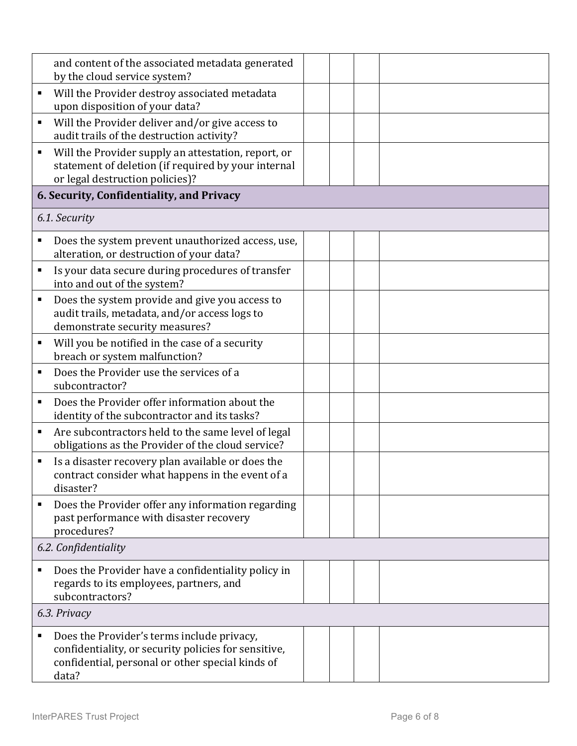| | | | | |
|---|---|---|---|---|
| and content of the associated metadata generated by the cloud service system? | | | | |
| ▪ Will the Provider destroy associated metadata upon disposition of your data? | | | | |
| ▪ Will the Provider deliver and/or give access to audit trails of the destruction activity? | | | | |
| ▪ Will the Provider supply an attestation, report, or statement of deletion (if required by your internal or legal destruction policies)? | | | | |
| **6. Security, Confidentiality, and Privacy** | | | | |
| *6.1. Security* | | | | |
| ▪ Does the system prevent unauthorized access, use, alteration, or destruction of your data? | | | | |
| ▪ Is your data secure during procedures of transfer into and out of the system? | | | | |
| ▪ Does the system provide and give you access to audit trails, metadata, and/or access logs to demonstrate security measures? | | | | |
| ▪ Will you be notified in the case of a security breach or system malfunction? | | | | |
| ▪ Does the Provider use the services of a subcontractor? | | | | |
| ▪ Does the Provider offer information about the identity of the subcontractor and its tasks? | | | | |
| ▪ Are subcontractors held to the same level of legal obligations as the Provider of the cloud service? | | | | |
| ▪ Is a disaster recovery plan available or does the contract consider what happens in the event of a disaster? | | | | |
| ▪ Does the Provider offer any information regarding past performance with disaster recovery procedures? | | | | |
| *6.2. Confidentiality* | | | | |
| ▪ Does the Provider have a confidentiality policy in regards to its employees, partners, and subcontractors? | | | | |
| *6.3. Privacy* | | | | |
| ▪ Does the Provider's terms include privacy, confidentiality, or security policies for sensitive, confidential, personal or other special kinds of data? | | | | |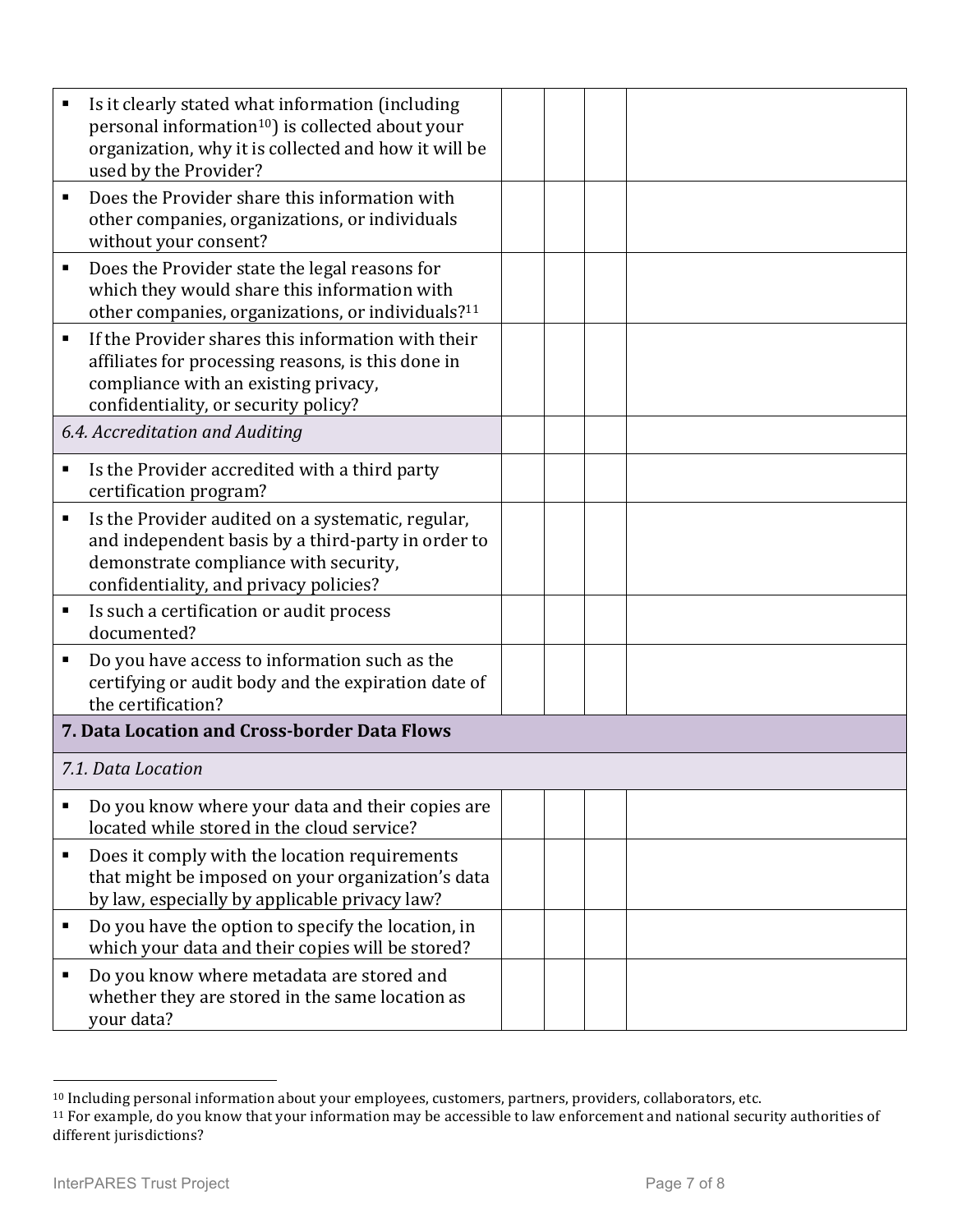| | | | | |
|---|---|---|---|---|
| ▪ Is it clearly stated what information (including personal information[10]) is collected about your organization, why it is collected and how it will be used by the Provider? | | | | |
| ▪ Does the Provider share this information with other companies, organizations, or individuals without your consent? | | | | |
| ▪ Does the Provider state the legal reasons for which they would share this information with other companies, organizations, or individuals?[11] | | | | |
| ▪ If the Provider shares this information with their affiliates for processing reasons, is this done in compliance with an existing privacy, confidentiality, or security policy? | | | | |
| *6.4. Accreditation and Auditing* | | | | |
| ▪ Is the Provider accredited with a third party certification program? | | | | |
| ▪ Is the Provider audited on a systematic, regular, and independent basis by a third-party in order to demonstrate compliance with security, confidentiality, and privacy policies? | | | | |
| ▪ Is such a certification or audit process documented? | | | | |
| ▪ Do you have access to information such as the certifying or audit body and the expiration date of the certification? | | | | |
| **7. Data Location and Cross-border Data Flows** | | | | |
| *7.1. Data Location* | | | | |
| ▪ Do you know where your data and their copies are located while stored in the cloud service? | | | | |
| ▪ Does it comply with the location requirements that might be imposed on your organization's data by law, especially by applicable privacy law? | | | | |
| ▪ Do you have the option to specify the location, in which your data and their copies will be stored? | | | | |
| ▪ Do you know where metadata are stored and whether they are stored in the same location as your data? | | | | |

[10] Including personal information about your employees, customers, partners, providers, collaborators, etc.

[11] For example, do you know that your information may be accessible to law enforcement and national security authorities of different jurisdictions?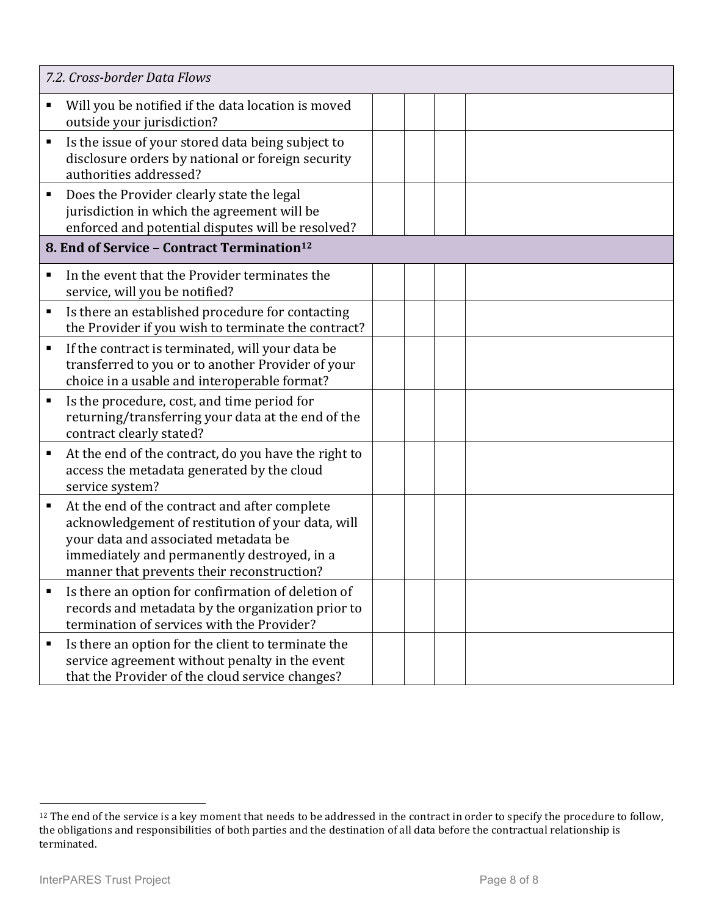| | | | | |
|---|---|---|---|---|
| *7.2. Cross-border Data Flows* | | | | |
| ▪ Will you be notified if the data location is moved outside your jurisdiction? | | | | |
| ▪ Is the issue of your stored data being subject to disclosure orders by national or foreign security authorities addressed? | | | | |
| ▪ Does the Provider clearly state the legal jurisdiction in which the agreement will be enforced and potential disputes will be resolved? | | | | |
| **8. End of Service – Contract Termination**[12] | | | | |
| ▪ In the event that the Provider terminates the service, will you be notified? | | | | |
| ▪ Is there an established procedure for contacting the Provider if you wish to terminate the contract? | | | | |
| ▪ If the contract is terminated, will your data be transferred to you or to another Provider of your choice in a usable and interoperable format? | | | | |
| ▪ Is the procedure, cost, and time period for returning/transferring your data at the end of the contract clearly stated? | | | | |
| ▪ At the end of the contract, do you have the right to access the metadata generated by the cloud service system? | | | | |
| ▪ At the end of the contract and after complete acknowledgement of restitution of your data, will your data and associated metadata be immediately and permanently destroyed, in a manner that prevents their reconstruction? | | | | |
| ▪ Is there an option for confirmation of deletion of records and metadata by the organization prior to termination of services with the Provider? | | | | |
| ▪ Is there an option for the client to terminate the service agreement without penalty in the event that the Provider of the cloud service changes? | | | | |

[12] The end of the service is a key moment that needs to be addressed in the contract in order to specify the procedure to follow, the obligations and responsibilities of both parties and the destination of all data before the contractual relationship is terminated.